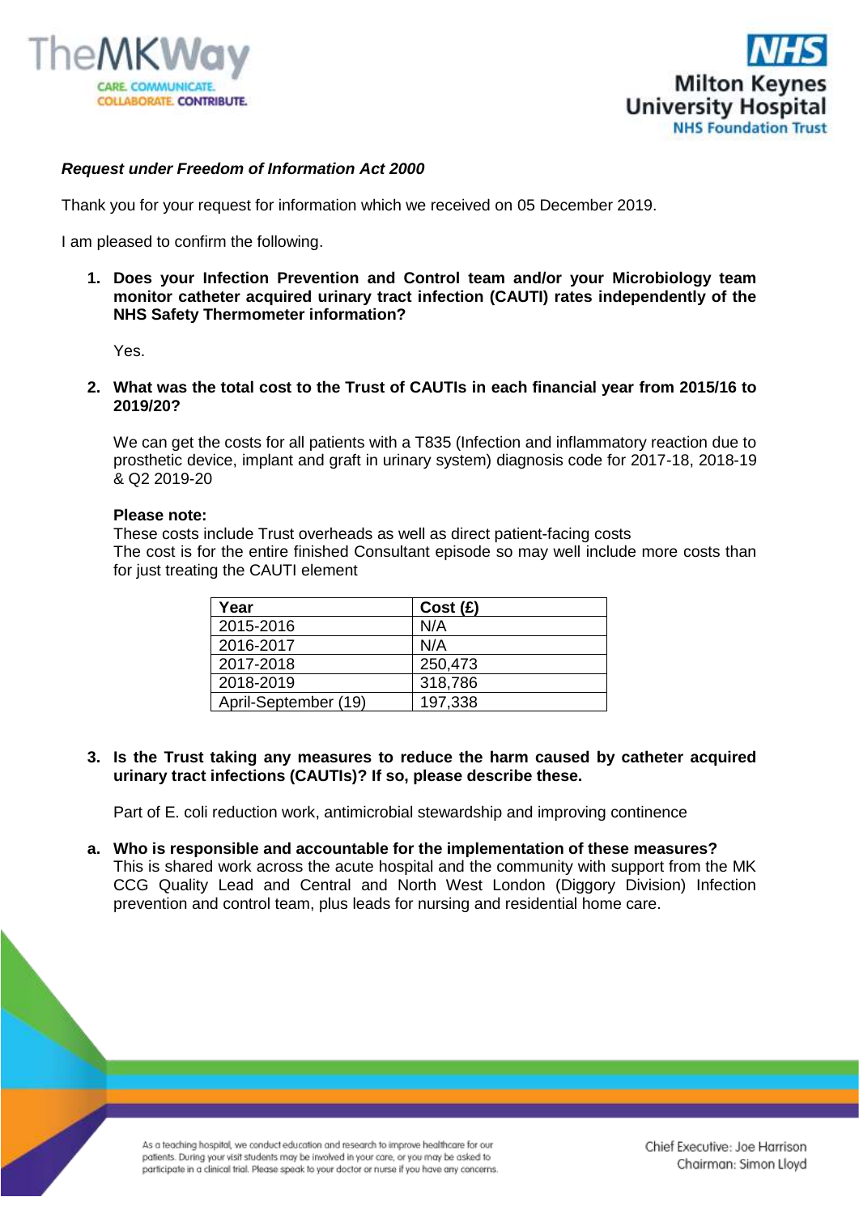***Request under Freedom of Information Act 2000***

Thank you for your request for information which we received on 05 December 2019.

I am pleased to confirm the following.

1. **Does your Infection Prevention and Control team and/or your Microbiology team monitor catheter acquired urinary tract infection (CAUTI) rates independently of the NHS Safety Thermometer information?**

   Yes.

2. **What was the total cost to the Trust of CAUTIs in each financial year from 2015/16 to 2019/20?**

   We can get the costs for all patients with a T835 (Infection and inflammatory reaction due to prosthetic device, implant and graft in urinary system) diagnosis code for 2017-18, 2018-19 & Q2 2019-20

   **Please note:**
   These costs include Trust overheads as well as direct patient-facing costs
   The cost is for the entire finished Consultant episode so may well include more costs than for just treating the CAUTI element

| Year | Cost (£) |
|---|---|
| 2015-2016 | N/A |
| 2016-2017 | N/A |
| 2017-2018 | 250,473 |
| 2018-2019 | 318,786 |
| April-September (19) | 197,338 |

3. **Is the Trust taking any measures to reduce the harm caused by catheter acquired urinary tract infections (CAUTIs)? If so, please describe these.**

   Part of E. coli reduction work, antimicrobial stewardship and improving continence

a. **Who is responsible and accountable for the implementation of these measures?**
   This is shared work across the acute hospital and the community with support from the MK CCG Quality Lead and Central and North West London (Diggory Division) Infection prevention and control team, plus leads for nursing and residential home care.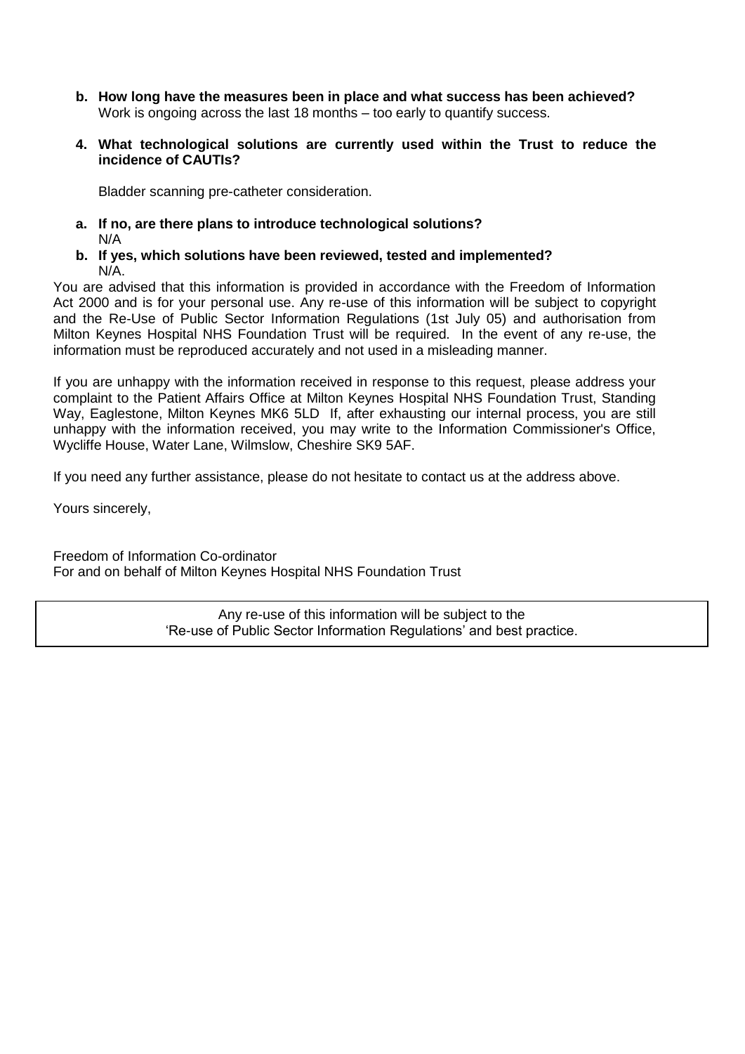**b. How long have the measures been in place and what success has been achieved?**
Work is ongoing across the last 18 months – too early to quantify success.

**4. What technological solutions are currently used within the Trust to reduce the incidence of CAUTIs?**

Bladder scanning pre-catheter consideration.

**a. If no, are there plans to introduce technological solutions?**
N/A

**b. If yes, which solutions have been reviewed, tested and implemented?**
N/A.

You are advised that this information is provided in accordance with the Freedom of Information Act 2000 and is for your personal use. Any re-use of this information will be subject to copyright and the Re-Use of Public Sector Information Regulations (1st July 05) and authorisation from Milton Keynes Hospital NHS Foundation Trust will be required. In the event of any re-use, the information must be reproduced accurately and not used in a misleading manner.

If you are unhappy with the information received in response to this request, please address your complaint to the Patient Affairs Office at Milton Keynes Hospital NHS Foundation Trust, Standing Way, Eaglestone, Milton Keynes MK6 5LD If, after exhausting our internal process, you are still unhappy with the information received, you may write to the Information Commissioner's Office, Wycliffe House, Water Lane, Wilmslow, Cheshire SK9 5AF.

If you need any further assistance, please do not hesitate to contact us at the address above.

Yours sincerely,

Freedom of Information Co-ordinator
For and on behalf of Milton Keynes Hospital NHS Foundation Trust

Any re-use of this information will be subject to the
'Re-use of Public Sector Information Regulations' and best practice.